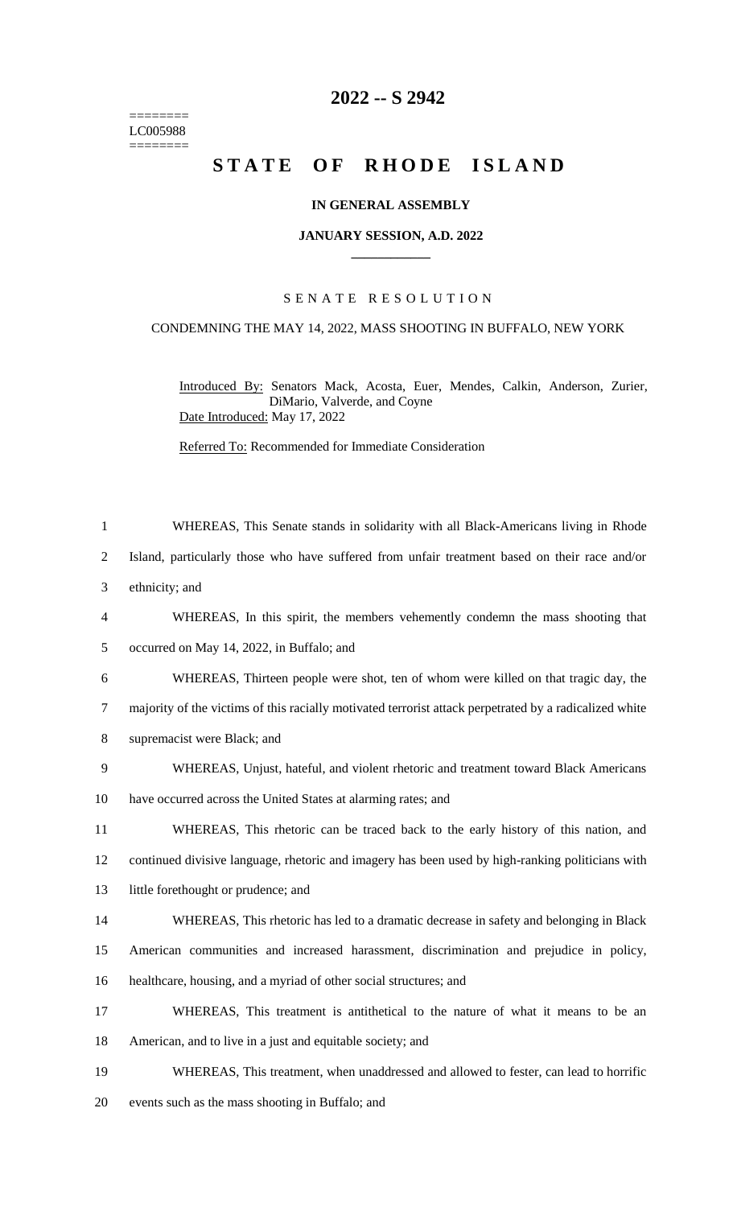# 2022 -- S 2942

========
LC005988
========

# STATE OF RHODE ISLAND

## IN GENERAL ASSEMBLY

### JANUARY SESSION, A.D. 2022

---

SENATE RESOLUTION

CONDEMNING THE MAY 14, 2022, MASS SHOOTING IN BUFFALO, NEW YORK

Introduced By: Senators Mack, Acosta, Euer, Mendes, Calkin, Anderson, Zurier, DiMario, Valverde, and Coyne

Date Introduced: May 17, 2022

Referred To: Recommended for Immediate Consideration

WHEREAS, This Senate stands in solidarity with all Black-Americans living in Rhode Island, particularly those who have suffered from unfair treatment based on their race and/or ethnicity; and

WHEREAS, In this spirit, the members vehemently condemn the mass shooting that occurred on May 14, 2022, in Buffalo; and

WHEREAS, Thirteen people were shot, ten of whom were killed on that tragic day, the majority of the victims of this racially motivated terrorist attack perpetrated by a radicalized white supremacist were Black; and

WHEREAS, Unjust, hateful, and violent rhetoric and treatment toward Black Americans have occurred across the United States at alarming rates; and

WHEREAS, This rhetoric can be traced back to the early history of this nation, and continued divisive language, rhetoric and imagery has been used by high-ranking politicians with little forethought or prudence; and

WHEREAS, This rhetoric has led to a dramatic decrease in safety and belonging in Black American communities and increased harassment, discrimination and prejudice in policy, healthcare, housing, and a myriad of other social structures; and

WHEREAS, This treatment is antithetical to the nature of what it means to be an American, and to live in a just and equitable society; and

WHEREAS, This treatment, when unaddressed and allowed to fester, can lead to horrific events such as the mass shooting in Buffalo; and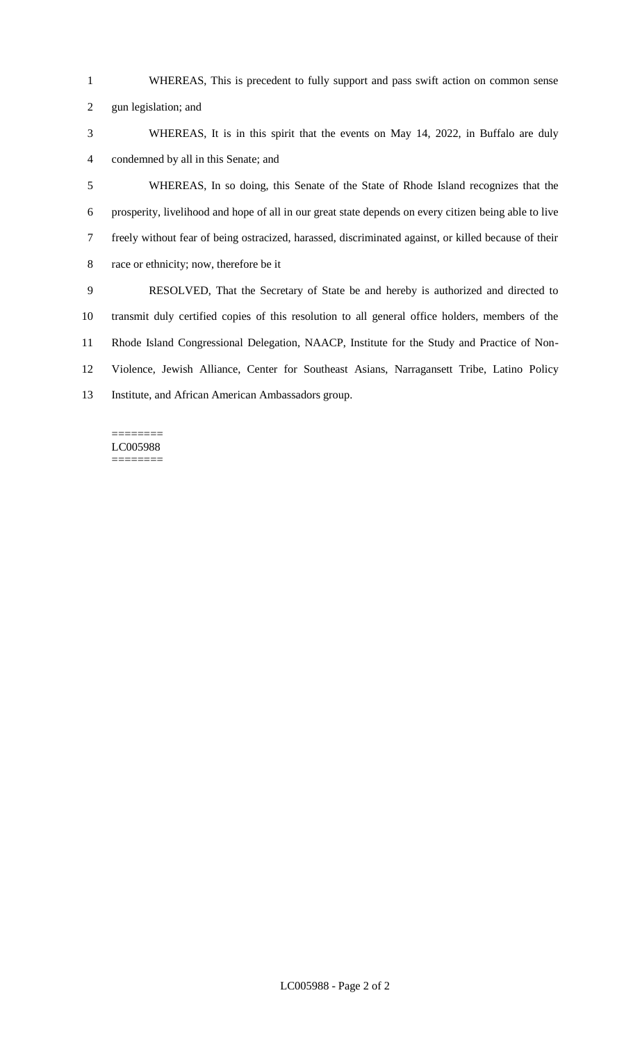WHEREAS, This is precedent to fully support and pass swift action on common sense gun legislation; and

WHEREAS, It is in this spirit that the events on May 14, 2022, in Buffalo are duly condemned by all in this Senate; and

WHEREAS, In so doing, this Senate of the State of Rhode Island recognizes that the prosperity, livelihood and hope of all in our great state depends on every citizen being able to live freely without fear of being ostracized, harassed, discriminated against, or killed because of their race or ethnicity; now, therefore be it

RESOLVED, That the Secretary of State be and hereby is authorized and directed to transmit duly certified copies of this resolution to all general office holders, members of the Rhode Island Congressional Delegation, NAACP, Institute for the Study and Practice of Non-Violence, Jewish Alliance, Center for Southeast Asians, Narragansett Tribe, Latino Policy Institute, and African American Ambassadors group.

========
LC005988
========